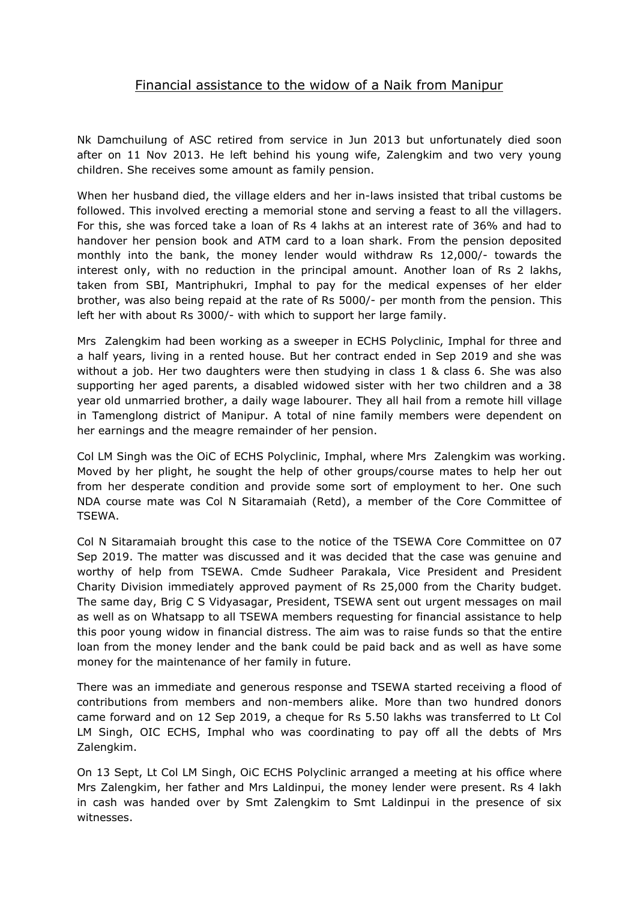# Financial assistance to the widow of a Naik from Manipur

Nk Damchuilung of ASC retired from service in Jun 2013 but unfortunately died soon after on 11 Nov 2013. He left behind his young wife, Zalengkim and two very young children. She receives some amount as family pension.

When her husband died, the village elders and her in-laws insisted that tribal customs be followed. This involved erecting a memorial stone and serving a feast to all the villagers. For this, she was forced take a loan of Rs 4 lakhs at an interest rate of 36% and had to handover her pension book and ATM card to a loan shark. From the pension deposited monthly into the bank, the money lender would withdraw Rs 12,000/- towards the interest only, with no reduction in the principal amount. Another loan of Rs 2 lakhs, taken from SBI, Mantriphukri, Imphal to pay for the medical expenses of her elder brother, was also being repaid at the rate of Rs 5000/- per month from the pension. This left her with about Rs 3000/- with which to support her large family.

Mrs Zalengkim had been working as a sweeper in ECHS Polyclinic, Imphal for three and a half years, living in a rented house. But her contract ended in Sep 2019 and she was without a job. Her two daughters were then studying in class 1 & class 6. She was also supporting her aged parents, a disabled widowed sister with her two children and a 38 year old unmarried brother, a daily wage labourer. They all hail from a remote hill village in Tamenglong district of Manipur. A total of nine family members were dependent on her earnings and the meagre remainder of her pension.

Col LM Singh was the OiC of ECHS Polyclinic, Imphal, where Mrs Zalengkim was working. Moved by her plight, he sought the help of other groups/course mates to help her out from her desperate condition and provide some sort of employment to her. One such NDA course mate was Col N Sitaramaiah (Retd), a member of the Core Committee of TSEWA.

Col N Sitaramaiah brought this case to the notice of the TSEWA Core Committee on 07 Sep 2019. The matter was discussed and it was decided that the case was genuine and worthy of help from TSEWA. Cmde Sudheer Parakala, Vice President and President Charity Division immediately approved payment of Rs 25,000 from the Charity budget. The same day, Brig C S Vidyasagar, President, TSEWA sent out urgent messages on mail as well as on Whatsapp to all TSEWA members requesting for financial assistance to help this poor young widow in financial distress. The aim was to raise funds so that the entire loan from the money lender and the bank could be paid back and as well as have some money for the maintenance of her family in future.

There was an immediate and generous response and TSEWA started receiving a flood of contributions from members and non-members alike. More than two hundred donors came forward and on 12 Sep 2019, a cheque for Rs 5.50 lakhs was transferred to Lt Col LM Singh, OIC ECHS, Imphal who was coordinating to pay off all the debts of Mrs Zalengkim.

On 13 Sept, Lt Col LM Singh, OiC ECHS Polyclinic arranged a meeting at his office where Mrs Zalengkim, her father and Mrs Laldinpui, the money lender were present. Rs 4 lakh in cash was handed over by Smt Zalengkim to Smt Laldinpui in the presence of six witnesses.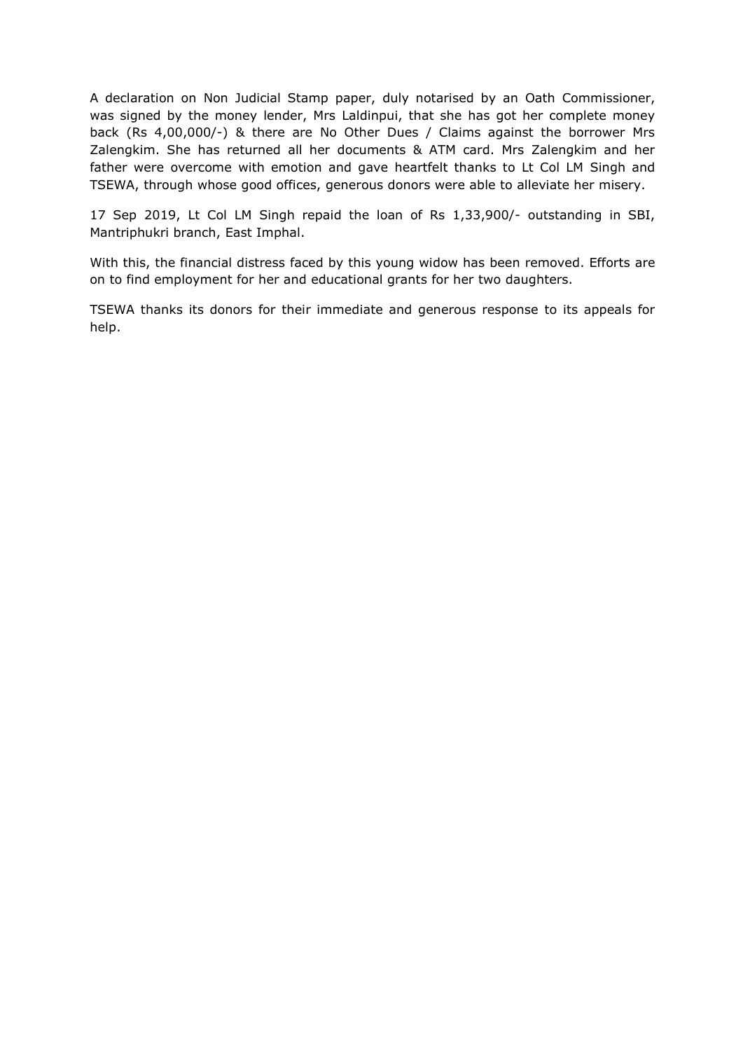A declaration on Non Judicial Stamp paper, duly notarised by an Oath Commissioner, was signed by the money lender, Mrs Laldinpui, that she has got her complete money back (Rs 4,00,000/-) & there are No Other Dues / Claims against the borrower Mrs Zalengkim. She has returned all her documents & ATM card. Mrs Zalengkim and her father were overcome with emotion and gave heartfelt thanks to Lt Col LM Singh and TSEWA, through whose good offices, generous donors were able to alleviate her misery.

17 Sep 2019, Lt Col LM Singh repaid the loan of Rs 1,33,900/- outstanding in SBI, Mantriphukri branch, East Imphal.

With this, the financial distress faced by this young widow has been removed. Efforts are on to find employment for her and educational grants for her two daughters.

TSEWA thanks its donors for their immediate and generous response to its appeals for help.